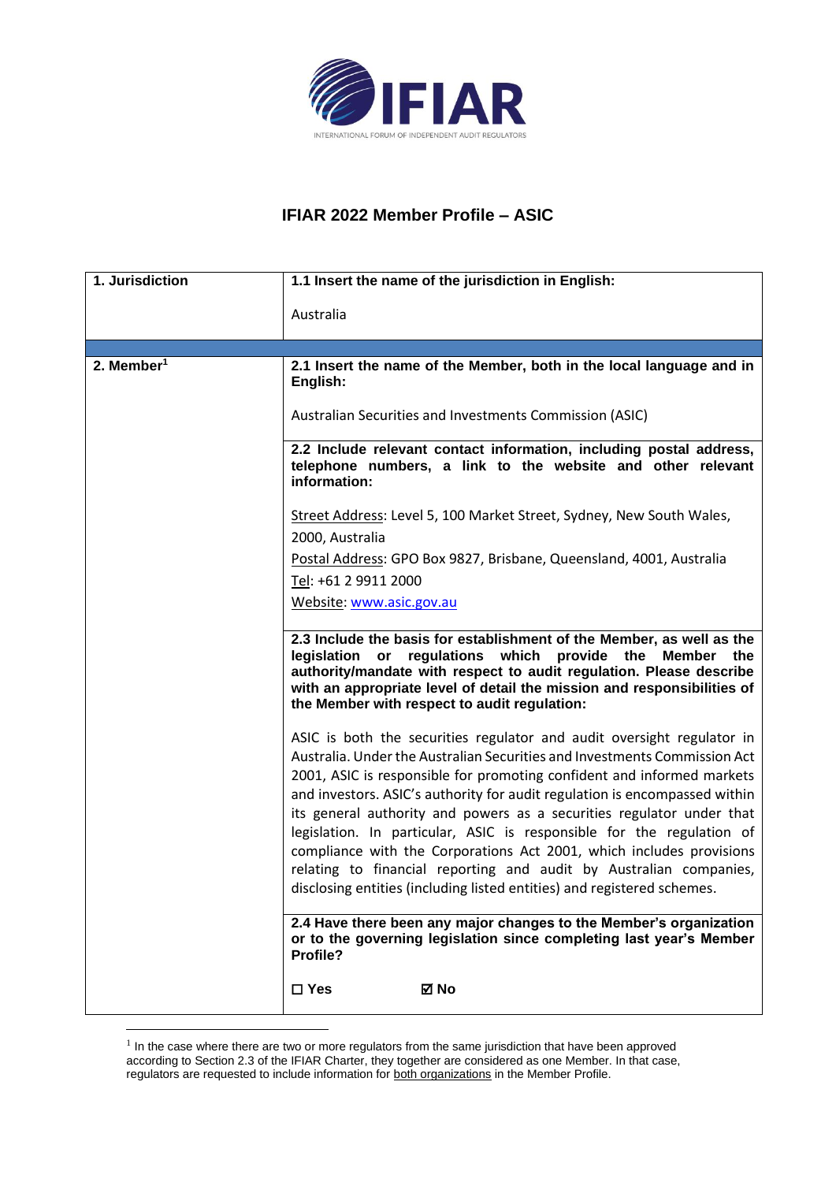# IFIAR 2022 Member Profile – ASIC

| | |
|---|---|
| **1. Jurisdiction** | **1.1 Insert the name of the jurisdiction in English:**<br><br>Australia |
| | |
| **2. Member**[1] | **2.1 Insert the name of the Member, both in the local language and in English:**<br><br>Australian Securities and Investments Commission (ASIC) |
| | **2.2 Include relevant contact information, including postal address, telephone numbers, a link to the website and other relevant information:**<br><br>Street Address: Level 5, 100 Market Street, Sydney, New South Wales, 2000, Australia<br>Postal Address: GPO Box 9827, Brisbane, Queensland, 4001, Australia<br>Tel: +61 2 9911 2000<br>Website: www.asic.gov.au |
| | **2.3 Include the basis for establishment of the Member, as well as the legislation or regulations which provide the Member the authority/mandate with respect to audit regulation. Please describe with an appropriate level of detail the mission and responsibilities of the Member with respect to audit regulation:**<br><br>ASIC is both the securities regulator and audit oversight regulator in Australia. Under the Australian Securities and Investments Commission Act 2001, ASIC is responsible for promoting confident and informed markets and investors. ASIC's authority for audit regulation is encompassed within its general authority and powers as a securities regulator under that legislation. In particular, ASIC is responsible for the regulation of compliance with the Corporations Act 2001, which includes provisions relating to financial reporting and audit by Australian companies, disclosing entities (including listed entities) and registered schemes. |
| | **2.4 Have there been any major changes to the Member's organization or to the governing legislation since completing last year's Member Profile?**<br><br>☐ **Yes** ☑ **No** |

[1] In the case where there are two or more regulators from the same jurisdiction that have been approved according to Section 2.3 of the IFIAR Charter, they together are considered as one Member. In that case, regulators are requested to include information for both organizations in the Member Profile.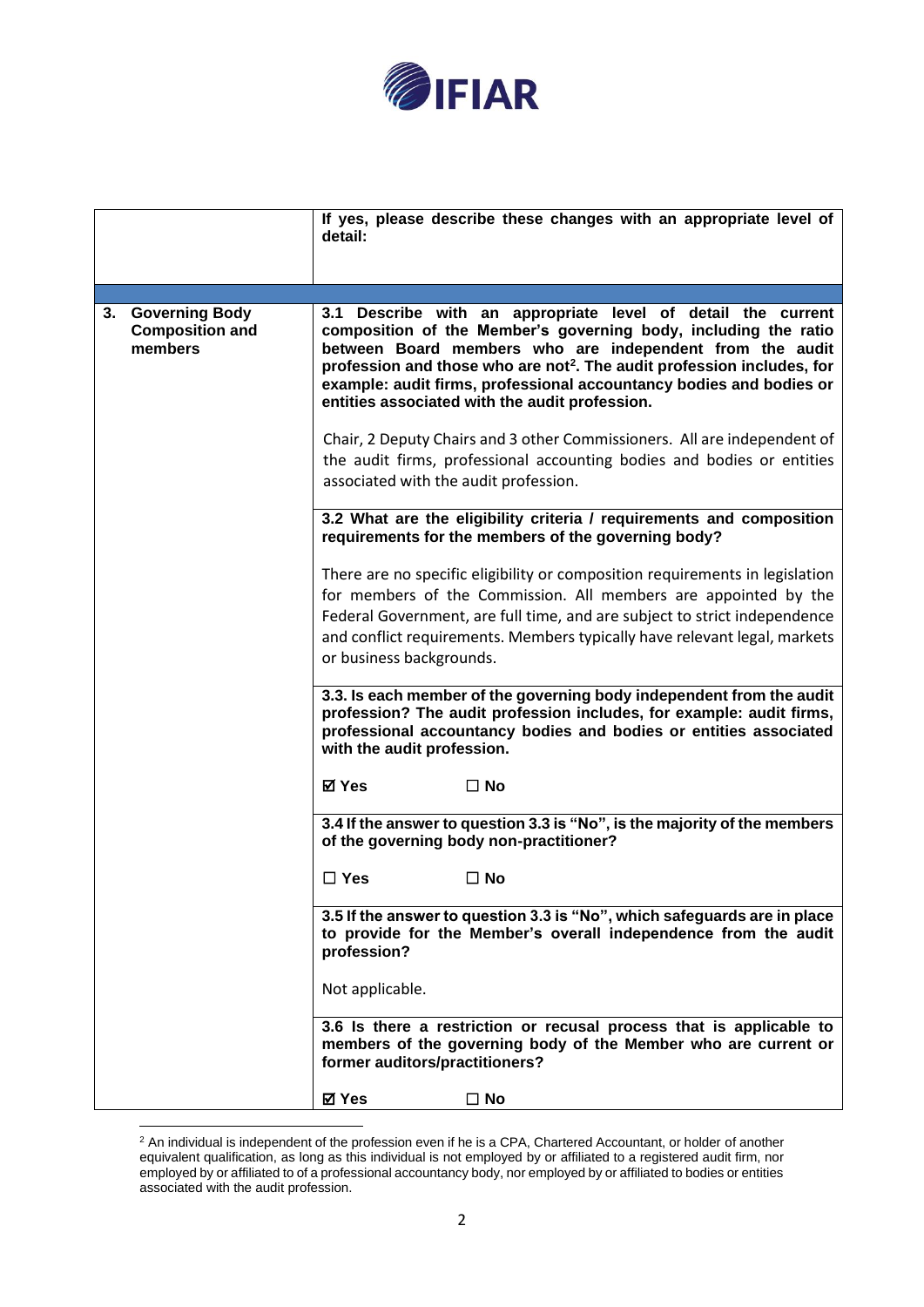| | |
|---|---|
| | **If yes, please describe these changes with an appropriate level of detail:** |
| | |
| **3. Governing Body Composition and members** | **3.1 Describe with an appropriate level of detail the current composition of the Member's governing body, including the ratio between Board members who are independent from the audit profession and those who are not[2]. The audit profession includes, for example: audit firms, professional accountancy bodies and bodies or entities associated with the audit profession.**<br><br>Chair, 2 Deputy Chairs and 3 other Commissioners. All are independent of the audit firms, professional accounting bodies and bodies or entities associated with the audit profession. |
| | **3.2 What are the eligibility criteria / requirements and composition requirements for the members of the governing body?**<br><br>There are no specific eligibility or composition requirements in legislation for members of the Commission. All members are appointed by the Federal Government, are full time, and are subject to strict independence and conflict requirements. Members typically have relevant legal, markets or business backgrounds. |
| | **3.3. Is each member of the governing body independent from the audit profession? The audit profession includes, for example: audit firms, professional accountancy bodies and bodies or entities associated with the audit profession.**<br><br>☑ **Yes** ☐ **No** |
| | **3.4 If the answer to question 3.3 is "No", is the majority of the members of the governing body non-practitioner?**<br><br>☐ **Yes** ☐ **No** |
| | **3.5 If the answer to question 3.3 is "No", which safeguards are in place to provide for the Member's overall independence from the audit profession?**<br><br>Not applicable. |
| | **3.6 Is there a restriction or recusal process that is applicable to members of the governing body of the Member who are current or former auditors/practitioners?**<br><br>☑ **Yes** ☐ **No** |

[2] An individual is independent of the profession even if he is a CPA, Chartered Accountant, or holder of another equivalent qualification, as long as this individual is not employed by or affiliated to a registered audit firm, nor employed by or affiliated to of a professional accountancy body, nor employed by or affiliated to bodies or entities associated with the audit profession.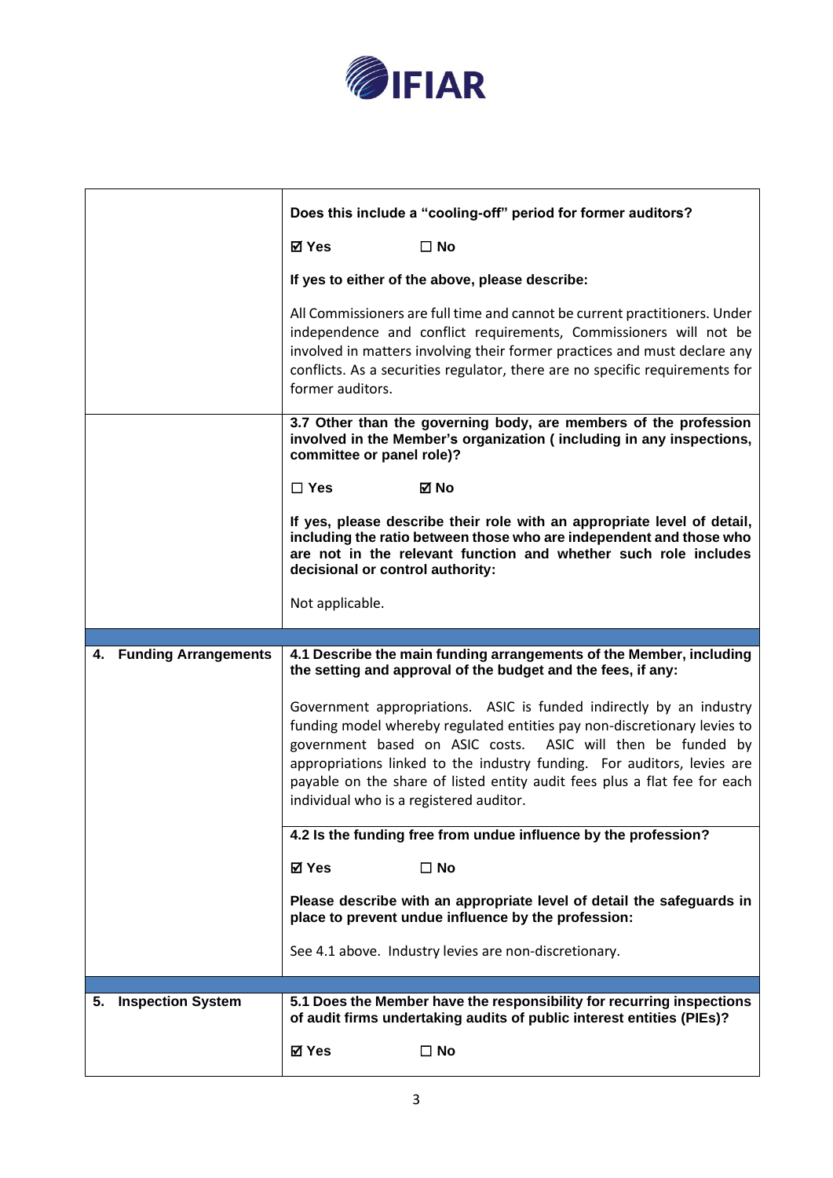| | |
|---|---|
| | **Does this include a "cooling-off" period for former auditors?**<br><br>☑ **Yes** ☐ **No**<br><br>**If yes to either of the above, please describe:**<br><br>All Commissioners are full time and cannot be current practitioners. Under independence and conflict requirements, Commissioners will not be involved in matters involving their former practices and must declare any conflicts. As a securities regulator, there are no specific requirements for former auditors. |
| | **3.7 Other than the governing body, are members of the profession involved in the Member's organization ( including in any inspections, committee or panel role)?**<br><br>☐ **Yes** ☑ **No**<br><br>**If yes, please describe their role with an appropriate level of detail, including the ratio between those who are independent and those who are not in the relevant function and whether such role includes decisional or control authority:**<br><br>Not applicable. |
| | |
| **4. Funding Arrangements** | **4.1 Describe the main funding arrangements of the Member, including the setting and approval of the budget and the fees, if any:**<br><br>Government appropriations. ASIC is funded indirectly by an industry funding model whereby regulated entities pay non-discretionary levies to government based on ASIC costs. ASIC will then be funded by appropriations linked to the industry funding. For auditors, levies are payable on the share of listed entity audit fees plus a flat fee for each individual who is a registered auditor. |
| | **4.2 Is the funding free from undue influence by the profession?**<br><br>☑ **Yes** ☐ **No**<br><br>**Please describe with an appropriate level of detail the safeguards in place to prevent undue influence by the profession:**<br><br>See 4.1 above. Industry levies are non-discretionary. |
| | |
| **5. Inspection System** | **5.1 Does the Member have the responsibility for recurring inspections of audit firms undertaking audits of public interest entities (PIEs)?**<br><br>☑ **Yes** ☐ **No** |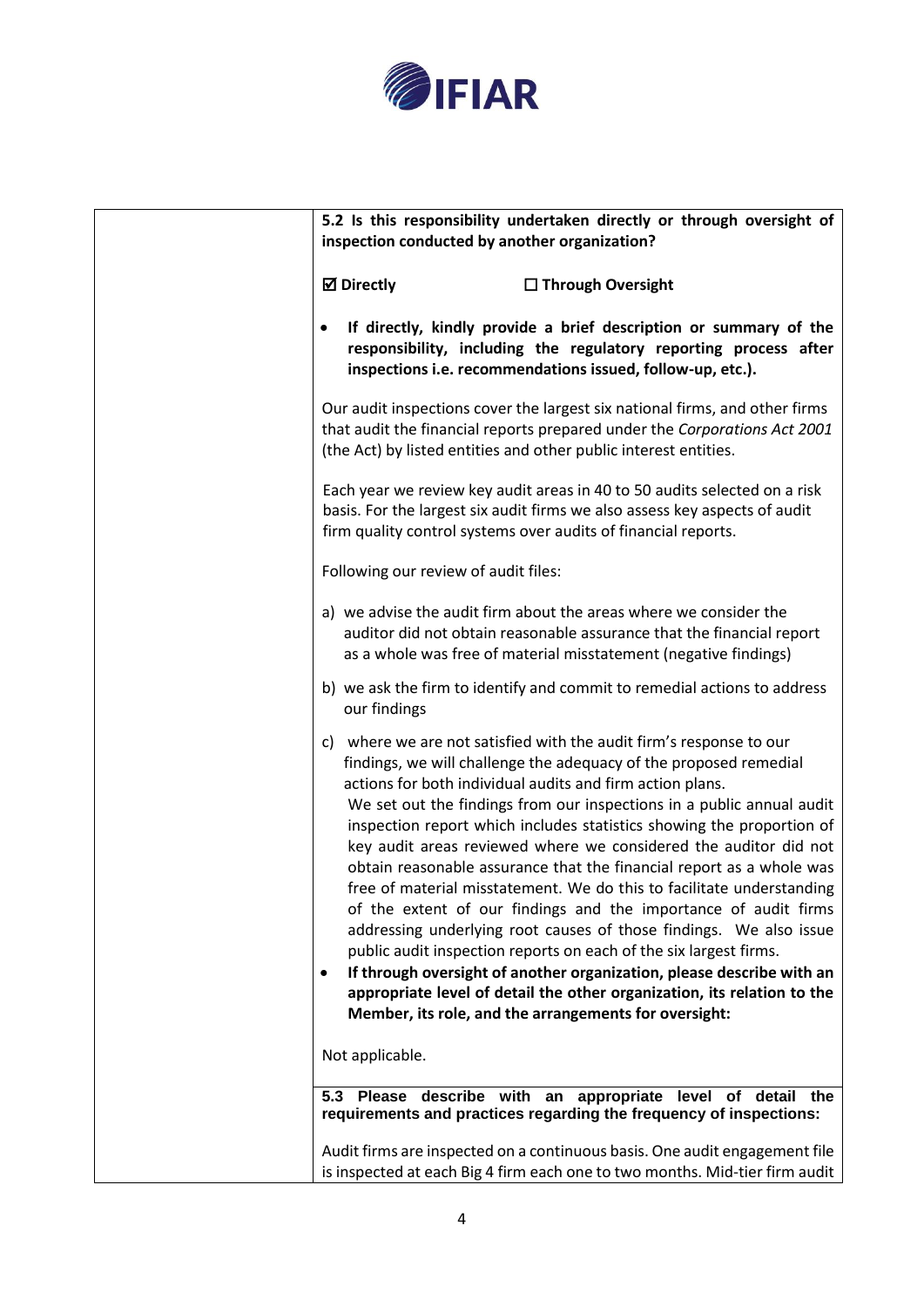| | |
|---|---|
| | **5.2 Is this responsibility undertaken directly or through oversight of inspection conducted by another organization?**<br><br>**☑ Directly** **☐ Through Oversight**<br><br>• **If directly, kindly provide a brief description or summary of the responsibility, including the regulatory reporting process after inspections i.e. recommendations issued, follow-up, etc.).**<br><br>Our audit inspections cover the largest six national firms, and other firms that audit the financial reports prepared under the *Corporations Act 2001* (the Act) by listed entities and other public interest entities.<br><br>Each year we review key audit areas in 40 to 50 audits selected on a risk basis. For the largest six audit firms we also assess key aspects of audit firm quality control systems over audits of financial reports.<br><br>Following our review of audit files:<br><br>a) we advise the audit firm about the areas where we consider the auditor did not obtain reasonable assurance that the financial report as a whole was free of material misstatement (negative findings)<br><br>b) we ask the firm to identify and commit to remedial actions to address our findings<br><br>c) where we are not satisfied with the audit firm's response to our findings, we will challenge the adequacy of the proposed remedial actions for both individual audits and firm action plans.<br>We set out the findings from our inspections in a public annual audit inspection report which includes statistics showing the proportion of key audit areas reviewed where we considered the auditor did not obtain reasonable assurance that the financial report as a whole was free of material misstatement. We do this to facilitate understanding of the extent of our findings and the importance of audit firms addressing underlying root causes of those findings. We also issue public audit inspection reports on each of the six largest firms.<br><br>• **If through oversight of another organization, please describe with an appropriate level of detail the other organization, its relation to the Member, its role, and the arrangements for oversight:**<br><br>Not applicable. |
| | **5.3 Please describe with an appropriate level of detail the requirements and practices regarding the frequency of inspections:**<br><br>Audit firms are inspected on a continuous basis. One audit engagement file is inspected at each Big 4 firm each one to two months. Mid-tier firm audit |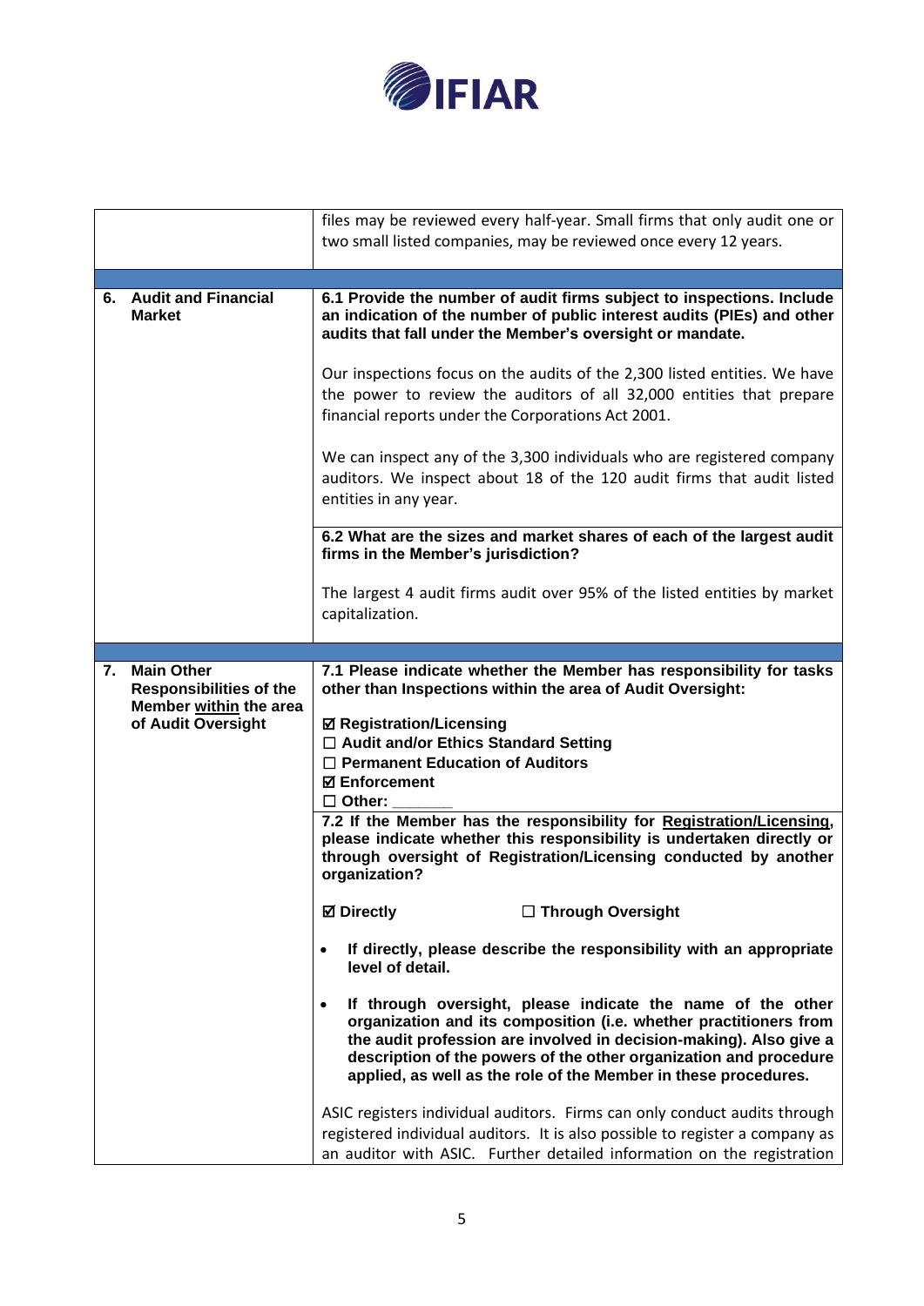| | |
|---|---|
| | files may be reviewed every half-year. Small firms that only audit one or two small listed companies, may be reviewed once every 12 years. |
| **6. Audit and Financial Market** | **6.1 Provide the number of audit firms subject to inspections. Include an indication of the number of public interest audits (PIEs) and other audits that fall under the Member's oversight or mandate.**<br><br>Our inspections focus on the audits of the 2,300 listed entities. We have the power to review the auditors of all 32,000 entities that prepare financial reports under the Corporations Act 2001.<br><br>We can inspect any of the 3,300 individuals who are registered company auditors. We inspect about 18 of the 120 audit firms that audit listed entities in any year. |
| | **6.2 What are the sizes and market shares of each of the largest audit firms in the Member's jurisdiction?**<br><br>The largest 4 audit firms audit over 95% of the listed entities by market capitalization. |
| **7. Main Other Responsibilities of the Member within the area of Audit Oversight** | **7.1 Please indicate whether the Member has responsibility for tasks other than Inspections within the area of Audit Oversight:**<br><br>**☑ Registration/Licensing**<br>**☐ Audit and/or Ethics Standard Setting**<br>**☐ Permanent Education of Auditors**<br>**☑ Enforcement**<br>**☐ Other: _______** |
| | **7.2 If the Member has the responsibility for Registration/Licensing, please indicate whether this responsibility is undertaken directly or through oversight of Registration/Licensing conducted by another organization?**<br><br>**☑ Directly** **☐ Through Oversight**<br><br>• **If directly, please describe the responsibility with an appropriate level of detail.**<br><br>• **If through oversight, please indicate the name of the other organization and its composition (i.e. whether practitioners from the audit profession are involved in decision-making). Also give a description of the powers of the other organization and procedure applied, as well as the role of the Member in these procedures.**<br><br>ASIC registers individual auditors. Firms can only conduct audits through registered individual auditors. It is also possible to register a company as an auditor with ASIC. Further detailed information on the registration |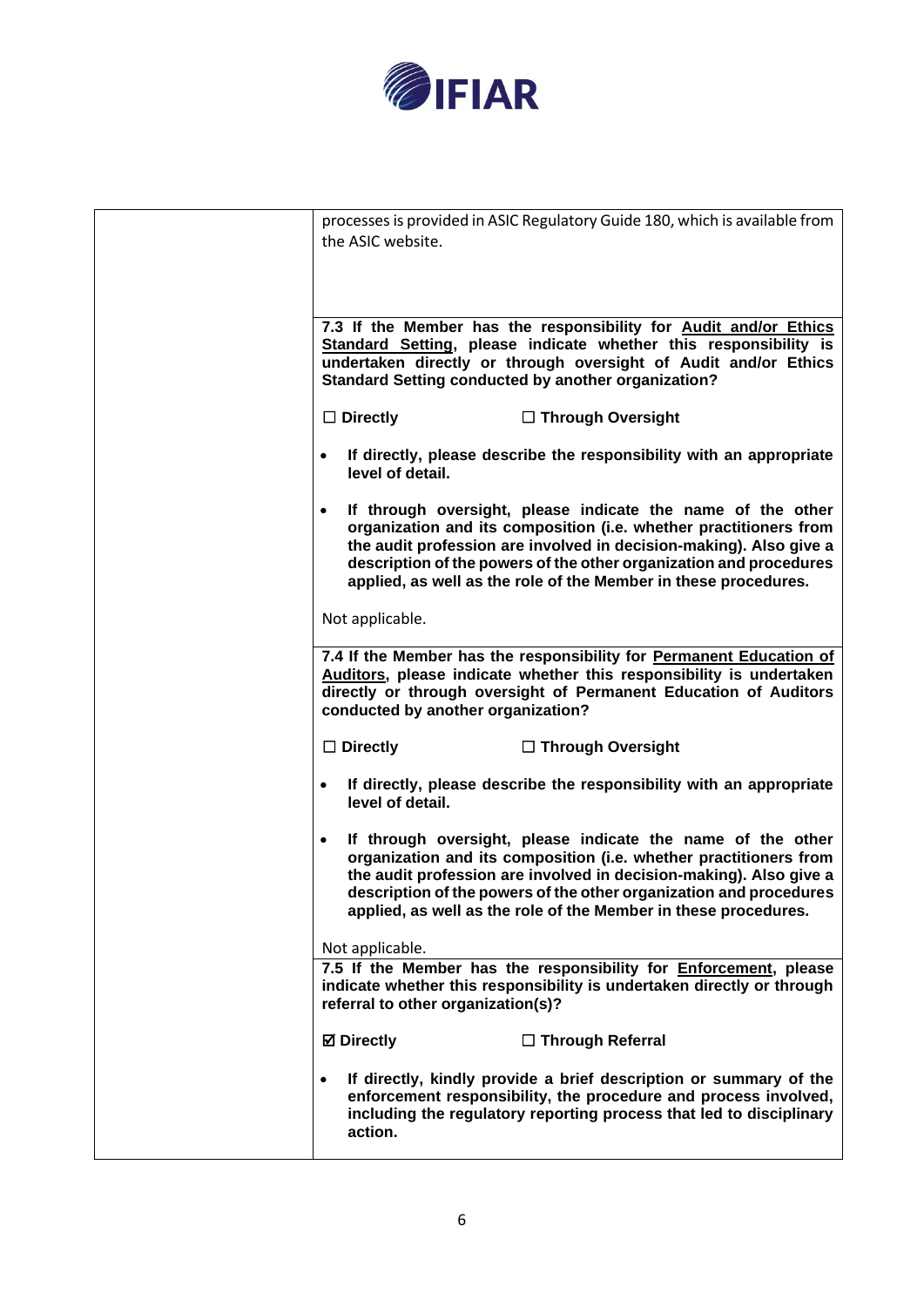| | |
|---|---|
| | processes is provided in ASIC Regulatory Guide 180, which is available from the ASIC website. |
| | **7.3 If the Member has the responsibility for Audit and/or Ethics Standard Setting, please indicate whether this responsibility is undertaken directly or through oversight of Audit and/or Ethics Standard Setting conducted by another organization?**<br><br>**☐ Directly ☐ Through Oversight**<br><br>• **If directly, please describe the responsibility with an appropriate level of detail.**<br><br>• **If through oversight, please indicate the name of the other organization and its composition (i.e. whether practitioners from the audit profession are involved in decision-making). Also give a description of the powers of the other organization and procedures applied, as well as the role of the Member in these procedures.**<br><br>Not applicable. |
| | **7.4 If the Member has the responsibility for Permanent Education of Auditors, please indicate whether this responsibility is undertaken directly or through oversight of Permanent Education of Auditors conducted by another organization?**<br><br>**☐ Directly ☐ Through Oversight**<br><br>• **If directly, please describe the responsibility with an appropriate level of detail.**<br><br>• **If through oversight, please indicate the name of the other organization and its composition (i.e. whether practitioners from the audit profession are involved in decision-making). Also give a description of the powers of the other organization and procedures applied, as well as the role of the Member in these procedures.**<br><br>Not applicable. |
| | **7.5 If the Member has the responsibility for Enforcement, please indicate whether this responsibility is undertaken directly or through referral to other organization(s)?**<br><br>**☑ Directly ☐ Through Referral**<br><br>• **If directly, kindly provide a brief description or summary of the enforcement responsibility, the procedure and process involved, including the regulatory reporting process that led to disciplinary action.** |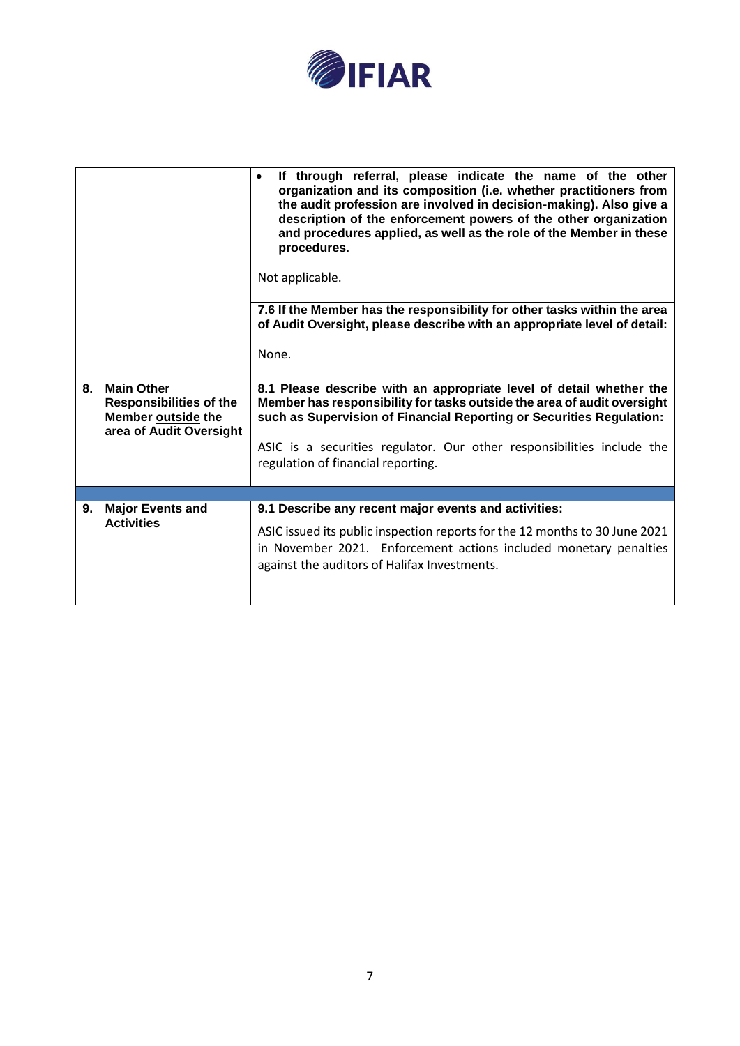| | |
|---|---|
| | • **If through referral, please indicate the name of the other organization and its composition (i.e. whether practitioners from the audit profession are involved in decision-making). Also give a description of the enforcement powers of the other organization and procedures applied, as well as the role of the Member in these procedures.**<br><br>Not applicable. |
| | **7.6 If the Member has the responsibility for other tasks within the area of Audit Oversight, please describe with an appropriate level of detail:**<br><br>None. |
| **8. Main Other Responsibilities of the Member <u>outside</u> the area of Audit Oversight** | **8.1 Please describe with an appropriate level of detail whether the Member has responsibility for tasks outside the area of audit oversight such as Supervision of Financial Reporting or Securities Regulation:**<br><br>ASIC is a securities regulator. Our other responsibilities include the regulation of financial reporting. |
| | |
| **9. Major Events and Activities** | **9.1 Describe any recent major events and activities:**<br><br>ASIC issued its public inspection reports for the 12 months to 30 June 2021 in November 2021. Enforcement actions included monetary penalties against the auditors of Halifax Investments. |